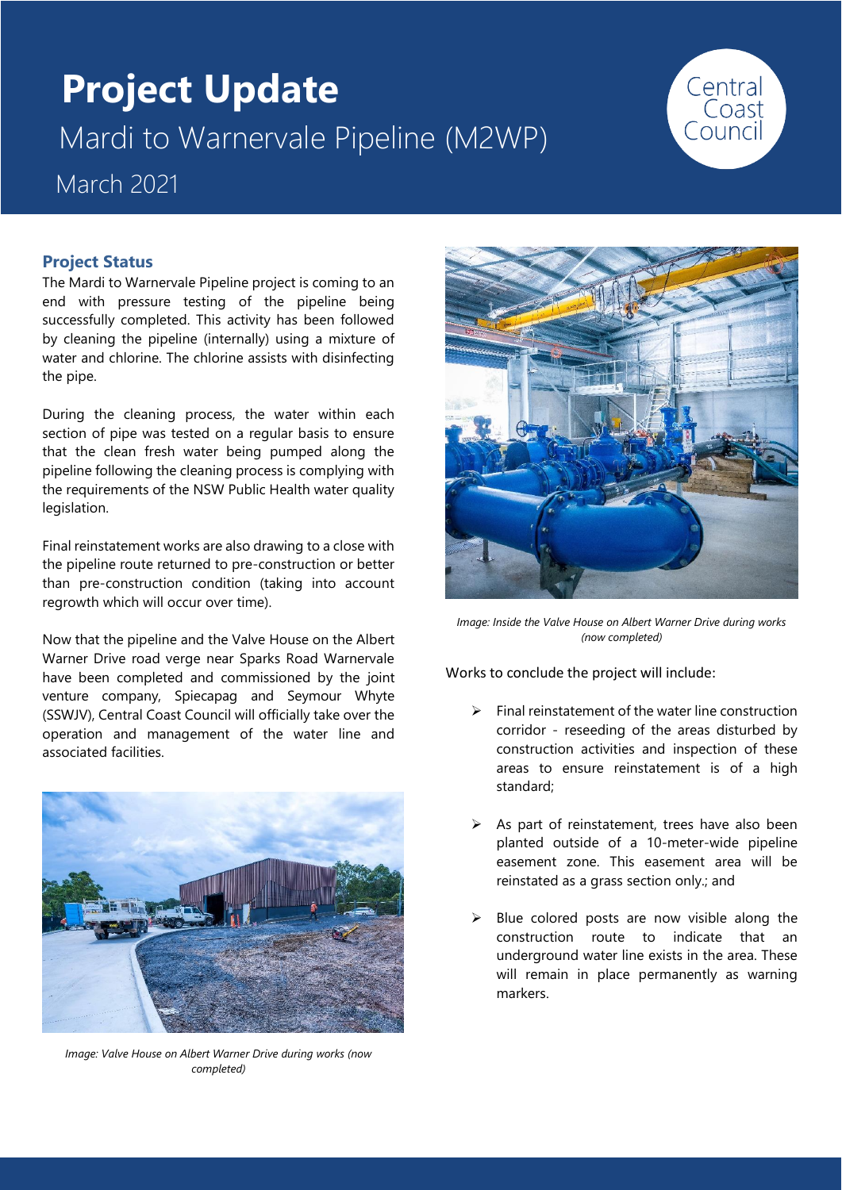# Project Update

## Mardi to Warnervale Pipeline (M2WP)

March 2021

Central Coast Council

### Project Status

The Mardi to Warnervale Pipeline project is coming to an end with pressure testing of the pipeline being successfully completed. This activity has been followed by cleaning the pipeline (internally) using a mixture of water and chlorine. The chlorine assists with disinfecting the pipe.

During the cleaning process, the water within each section of pipe was tested on a regular basis to ensure that the clean fresh water being pumped along the pipeline following the cleaning process is complying with the requirements of the NSW Public Health water quality legislation.

Final reinstatement works are also drawing to a close with the pipeline route returned to pre-construction or better than pre-construction condition (taking into account regrowth which will occur over time).

Now that the pipeline and the Valve House on the Albert Warner Drive road verge near Sparks Road Warnervale have been completed and commissioned by the joint venture company, Spiecapag and Seymour Whyte (SSWJV), Central Coast Council will officially take over the operation and management of the water line and associated facilities.

*Image: Valve House on Albert Warner Drive during works (now completed)*

*Image: Inside the Valve House on Albert Warner Drive during works (now completed)*

Works to conclude the project will include:

- Final reinstatement of the water line construction corridor - reseeding of the areas disturbed by construction activities and inspection of these areas to ensure reinstatement is of a high standard;
- As part of reinstatement, trees have also been planted outside of a 10-meter-wide pipeline easement zone. This easement area will be reinstated as a grass section only.; and
- Blue colored posts are now visible along the construction route to indicate that an underground water line exists in the area. These will remain in place permanently as warning markers.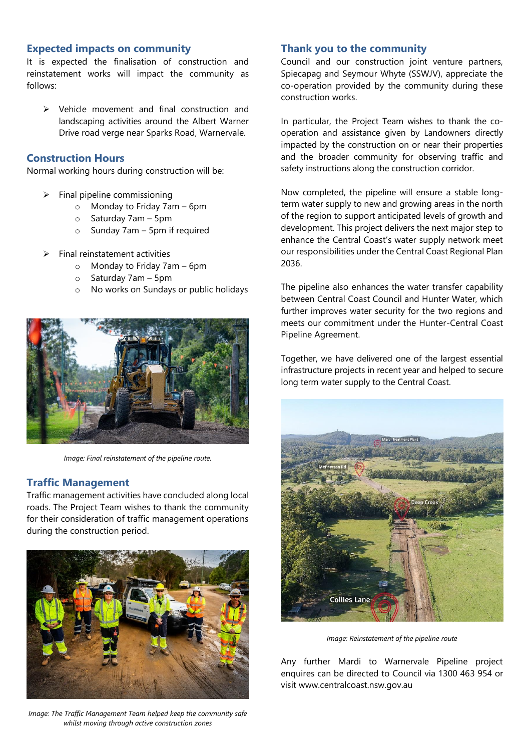## Expected impacts on community

It is expected the finalisation of construction and reinstatement works will impact the community as follows:

- Vehicle movement and final construction and landscaping activities around the Albert Warner Drive road verge near Sparks Road, Warnervale.

## Construction Hours

Normal working hours during construction will be:

- Final pipeline commissioning
  - Monday to Friday 7am – 6pm
  - Saturday 7am – 5pm
  - Sunday 7am – 5pm if required
- Final reinstatement activities
  - Monday to Friday 7am – 6pm
  - Saturday 7am – 5pm
  - No works on Sundays or public holidays

*Image: Final reinstatement of the pipeline route.*

## Traffic Management

Traffic management activities have concluded along local roads. The Project Team wishes to thank the community for their consideration of traffic management operations during the construction period.

*Image: The Traffic Management Team helped keep the community safe whilst moving through active construction zones*

## Thank you to the community

Council and our construction joint venture partners, Spiecapag and Seymour Whyte (SSWJV), appreciate the co-operation provided by the community during these construction works.

In particular, the Project Team wishes to thank the co-operation and assistance given by Landowners directly impacted by the construction on or near their properties and the broader community for observing traffic and safety instructions along the construction corridor.

Now completed, the pipeline will ensure a stable long-term water supply to new and growing areas in the north of the region to support anticipated levels of growth and development. This project delivers the next major step to enhance the Central Coast's water supply network meet our responsibilities under the Central Coast Regional Plan 2036.

The pipeline also enhances the water transfer capability between Central Coast Council and Hunter Water, which further improves water security for the two regions and meets our commitment under the Hunter-Central Coast Pipeline Agreement.

Together, we have delivered one of the largest essential infrastructure projects in recent year and helped to secure long term water supply to the Central Coast.

*Image: Reinstatement of the pipeline route*

Any further Mardi to Warnervale Pipeline project enquires can be directed to Council via 1300 463 954 or visit www.centralcoast.nsw.gov.au